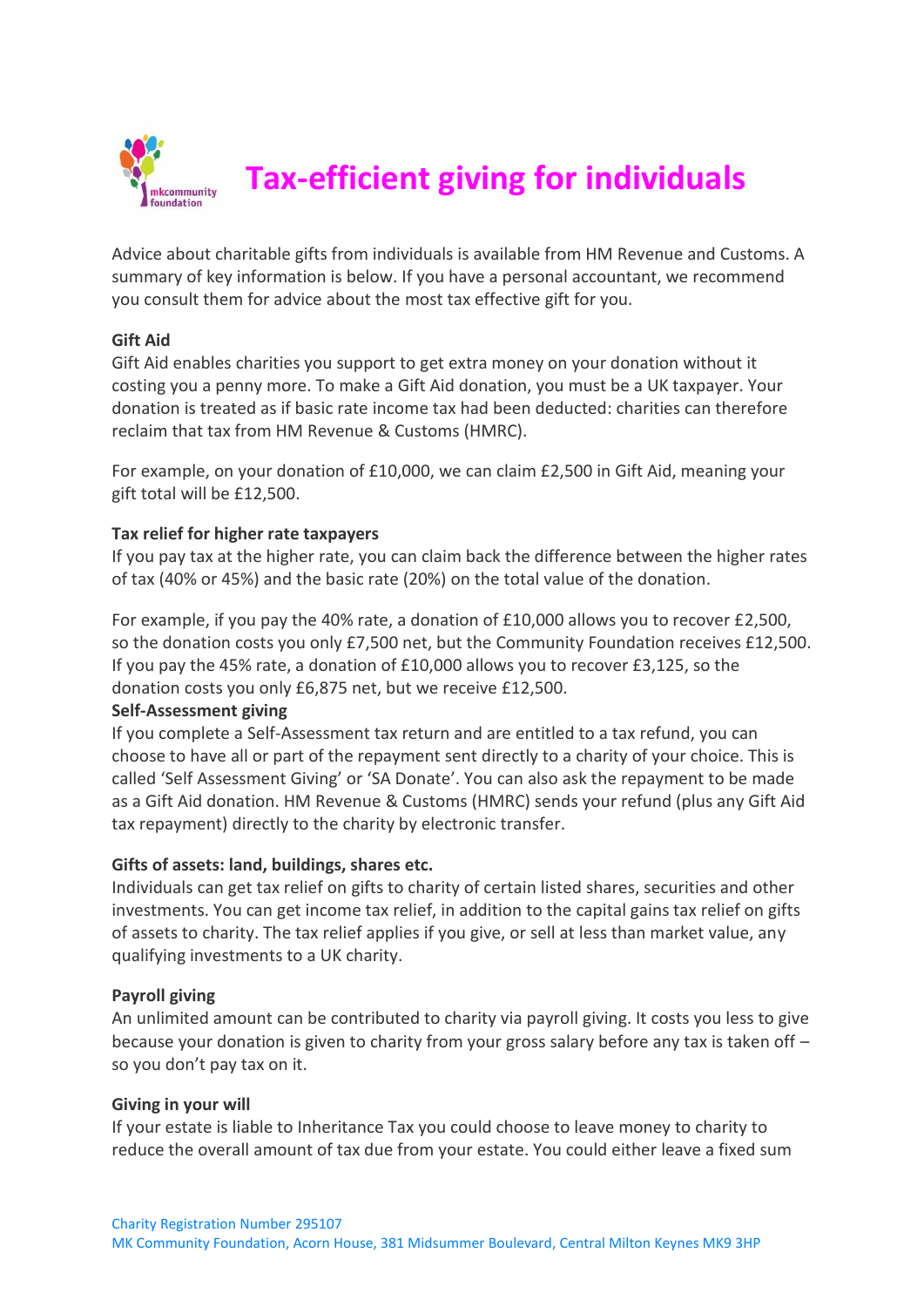# Tax-efficient giving for individuals

Advice about charitable gifts from individuals is available from HM Revenue and Customs. A summary of key information is below. If you have a personal accountant, we recommend you consult them for advice about the most tax effective gift for you.

**Gift Aid**

Gift Aid enables charities you support to get extra money on your donation without it costing you a penny more. To make a Gift Aid donation, you must be a UK taxpayer. Your donation is treated as if basic rate income tax had been deducted: charities can therefore reclaim that tax from HM Revenue & Customs (HMRC).

For example, on your donation of £10,000, we can claim £2,500 in Gift Aid, meaning your gift total will be £12,500.

**Tax relief for higher rate taxpayers**

If you pay tax at the higher rate, you can claim back the difference between the higher rates of tax (40% or 45%) and the basic rate (20%) on the total value of the donation.

For example, if you pay the 40% rate, a donation of £10,000 allows you to recover £2,500, so the donation costs you only £7,500 net, but the Community Foundation receives £12,500. If you pay the 45% rate, a donation of £10,000 allows you to recover £3,125, so the donation costs you only £6,875 net, but we receive £12,500.

**Self-Assessment giving**

If you complete a Self-Assessment tax return and are entitled to a tax refund, you can choose to have all or part of the repayment sent directly to a charity of your choice. This is called 'Self Assessment Giving' or 'SA Donate'. You can also ask the repayment to be made as a Gift Aid donation. HM Revenue & Customs (HMRC) sends your refund (plus any Gift Aid tax repayment) directly to the charity by electronic transfer.

**Gifts of assets: land, buildings, shares etc.**

Individuals can get tax relief on gifts to charity of certain listed shares, securities and other investments. You can get income tax relief, in addition to the capital gains tax relief on gifts of assets to charity. The tax relief applies if you give, or sell at less than market value, any qualifying investments to a UK charity.

**Payroll giving**

An unlimited amount can be contributed to charity via payroll giving. It costs you less to give because your donation is given to charity from your gross salary before any tax is taken off – so you don't pay tax on it.

**Giving in your will**

If your estate is liable to Inheritance Tax you could choose to leave money to charity to reduce the overall amount of tax due from your estate. You could either leave a fixed sum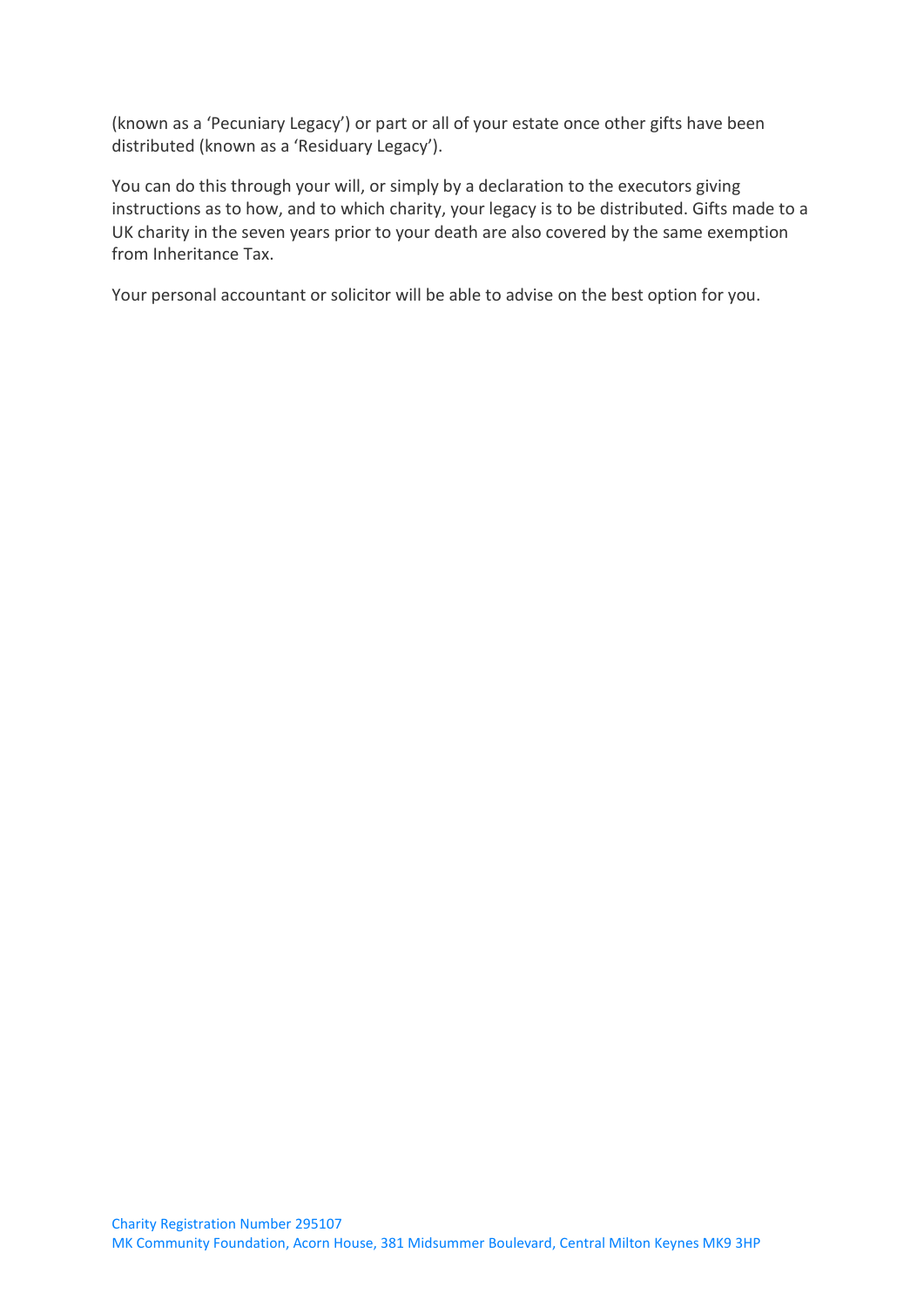(known as a 'Pecuniary Legacy') or part or all of your estate once other gifts have been distributed (known as a 'Residuary Legacy').

You can do this through your will, or simply by a declaration to the executors giving instructions as to how, and to which charity, your legacy is to be distributed. Gifts made to a UK charity in the seven years prior to your death are also covered by the same exemption from Inheritance Tax.

Your personal accountant or solicitor will be able to advise on the best option for you.